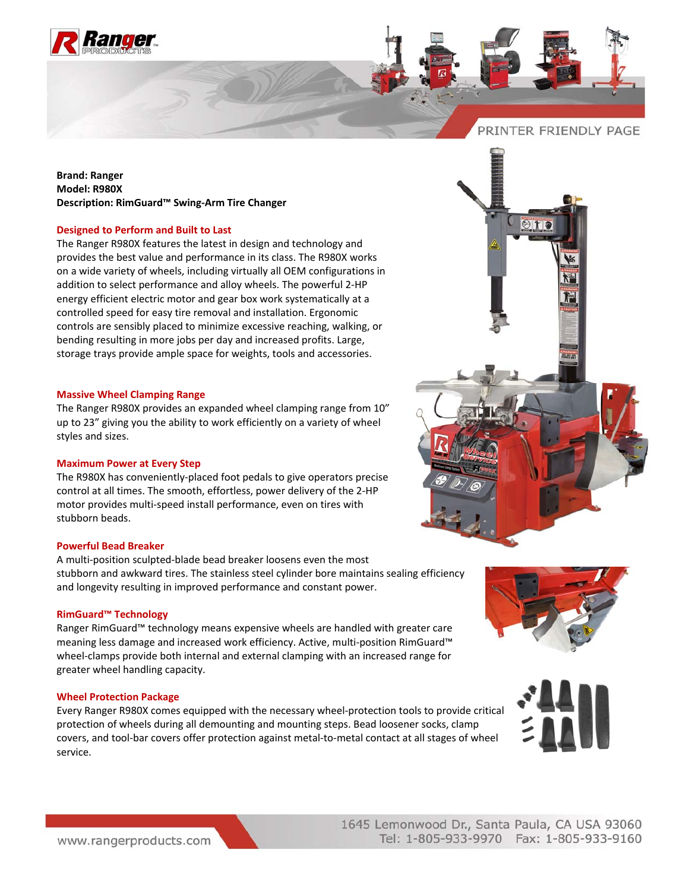**Brand: Ranger**
**Model: R980X**
**Description: RimGuard™ Swing-Arm Tire Changer**

### Designed to Perform and Built to Last

The Ranger R980X features the latest in design and technology and provides the best value and performance in its class. The R980X works on a wide variety of wheels, including virtually all OEM configurations in addition to select performance and alloy wheels. The powerful 2-HP energy efficient electric motor and gear box work systematically at a controlled speed for easy tire removal and installation. Ergonomic controls are sensibly placed to minimize excessive reaching, walking, or bending resulting in more jobs per day and increased profits. Large, storage trays provide ample space for weights, tools and accessories.

### Massive Wheel Clamping Range

The Ranger R980X provides an expanded wheel clamping range from 10" up to 23" giving you the ability to work efficiently on a variety of wheel styles and sizes.

### Maximum Power at Every Step

The R980X has conveniently-placed foot pedals to give operators precise control at all times. The smooth, effortless, power delivery of the 2-HP motor provides multi-speed install performance, even on tires with stubborn beads.

### Powerful Bead Breaker

A multi-position sculpted-blade bead breaker loosens even the most stubborn and awkward tires. The stainless steel cylinder bore maintains sealing efficiency and longevity resulting in improved performance and constant power.

### RimGuard™ Technology

Ranger RimGuard™ technology means expensive wheels are handled with greater care meaning less damage and increased work efficiency. Active, multi-position RimGuard™ wheel-clamps provide both internal and external clamping with an increased range for greater wheel handling capacity.

### Wheel Protection Package

Every Ranger R980X comes equipped with the necessary wheel-protection tools to provide critical protection of wheels during all demounting and mounting steps. Bead loosener socks, clamp covers, and tool-bar covers offer protection against metal-to-metal contact at all stages of wheel service.

www.rangerproducts.com

1645 Lemonwood Dr., Santa Paula, CA USA 93060
Tel: 1-805-933-9970 Fax: 1-805-933-9160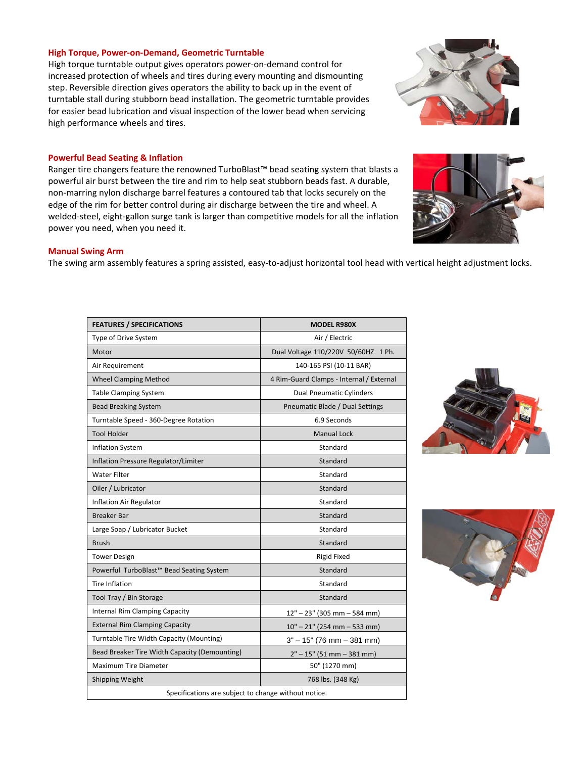### High Torque, Power-on-Demand, Geometric Turntable

High torque turntable output gives operators power-on-demand control for increased protection of wheels and tires during every mounting and dismounting step. Reversible direction gives operators the ability to back up in the event of turntable stall during stubborn bead installation. The geometric turntable provides for easier bead lubrication and visual inspection of the lower bead when servicing high performance wheels and tires.

### Powerful Bead Seating & Inflation

Ranger tire changers feature the renowned TurboBlast™ bead seating system that blasts a powerful air burst between the tire and rim to help seat stubborn beads fast. A durable, non-marring nylon discharge barrel features a contoured tab that locks securely on the edge of the rim for better control during air discharge between the tire and wheel. A welded-steel, eight-gallon surge tank is larger than competitive models for all the inflation power you need, when you need it.

### Manual Swing Arm

The swing arm assembly features a spring assisted, easy-to-adjust horizontal tool head with vertical height adjustment locks.

| FEATURES / SPECIFICATIONS | MODEL R980X |
|---|---|
| Type of Drive System | Air / Electric |
| Motor | Dual Voltage 110/220V 50/60HZ 1 Ph. |
| Air Requirement | 140-165 PSI (10-11 BAR) |
| Wheel Clamping Method | 4 Rim-Guard Clamps - Internal / External |
| Table Clamping System | Dual Pneumatic Cylinders |
| Bead Breaking System | Pneumatic Blade / Dual Settings |
| Turntable Speed - 360-Degree Rotation | 6.9 Seconds |
| Tool Holder | Manual Lock |
| Inflation System | Standard |
| Inflation Pressure Regulator/Limiter | Standard |
| Water Filter | Standard |
| Oiler / Lubricator | Standard |
| Inflation Air Regulator | Standard |
| Breaker Bar | Standard |
| Large Soap / Lubricator Bucket | Standard |
| Brush | Standard |
| Tower Design | Rigid Fixed |
| Powerful TurboBlast™ Bead Seating System | Standard |
| Tire Inflation | Standard |
| Tool Tray / Bin Storage | Standard |
| Internal Rim Clamping Capacity | 12" – 23" (305 mm – 584 mm) |
| External Rim Clamping Capacity | 10" – 21" (254 mm – 533 mm) |
| Turntable Tire Width Capacity (Mounting) | 3" – 15" (76 mm – 381 mm) |
| Bead Breaker Tire Width Capacity (Demounting) | 2" – 15" (51 mm – 381 mm) |
| Maximum Tire Diameter | 50" (1270 mm) |
| Shipping Weight | 768 lbs. (348 Kg) |
| Specifications are subject to change without notice. | |